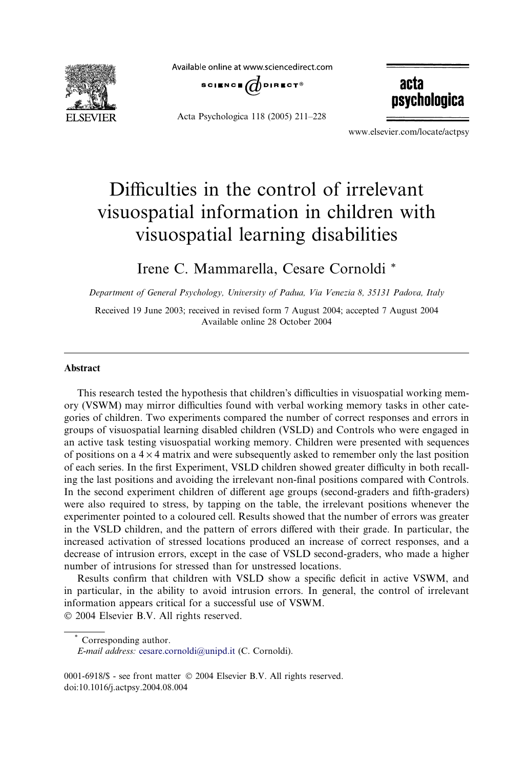# Difficulties in the control of irrelevant visuospatial information in children with visuospatial learning disabilities

Irene C. Mammarella, Cesare Cornoldi *

*Department of General Psychology, University of Padua, Via Venezia 8, 35131 Padova, Italy*

Received 19 June 2003; received in revised form 7 August 2004; accepted 7 August 2004
Available online 28 October 2004

---

## Abstract

This research tested the hypothesis that children's difficulties in visuospatial working memory (VSWM) may mirror difficulties found with verbal working memory tasks in other categories of children. Two experiments compared the number of correct responses and errors in groups of visuospatial learning disabled children (VSLD) and Controls who were engaged in an active task testing visuospatial working memory. Children were presented with sequences of positions on a $4 \times 4$ matrix and were subsequently asked to remember only the last position of each series. In the first Experiment, VSLD children showed greater difficulty in both recalling the last positions and avoiding the irrelevant non-final positions compared with Controls. In the second experiment children of different age groups (second-graders and fifth-graders) were also required to stress, by tapping on the table, the irrelevant positions whenever the experimenter pointed to a coloured cell. Results showed that the number of errors was greater in the VSLD children, and the pattern of errors differed with their grade. In particular, the increased activation of stressed locations produced an increase of correct responses, and a decrease of intrusion errors, except in the case of VSLD second-graders, who made a higher number of intrusions for stressed than for unstressed locations.

Results confirm that children with VSLD show a specific deficit in active VSWM, and in particular, in the ability to avoid intrusion errors. In general, the control of irrelevant information appears critical for a successful use of VSWM.

© 2004 Elsevier B.V. All rights reserved.

---

\* Corresponding author.
*E-mail address:* cesare.cornoldi@unipd.it (C. Cornoldi).

0001-6918/$ - see front matter © 2004 Elsevier B.V. All rights reserved.
doi:10.1016/j.actpsy.2004.08.004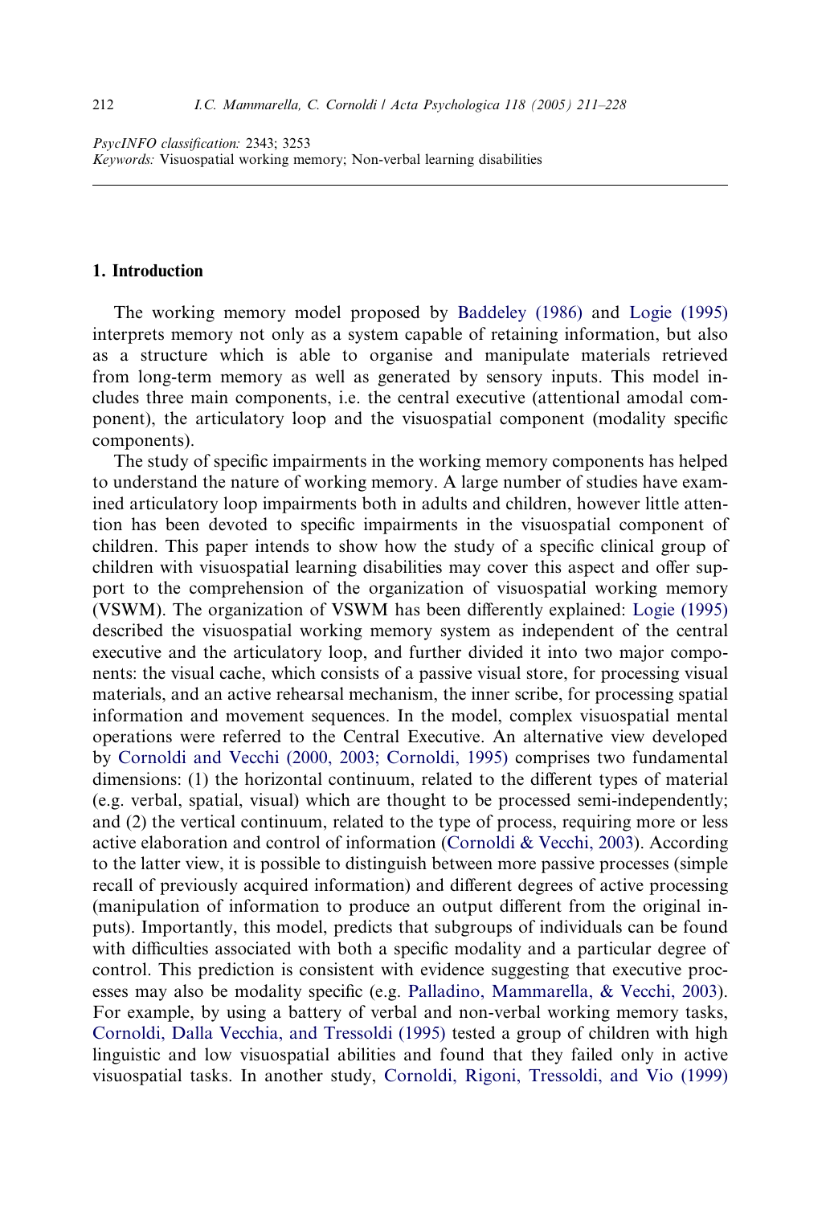*PsycINFO classification:* 2343; 3253
*Keywords:* Visuospatial working memory; Non-verbal learning disabilities

## 1. Introduction

The working memory model proposed by Baddeley (1986) and Logie (1995) interprets memory not only as a system capable of retaining information, but also as a structure which is able to organise and manipulate materials retrieved from long-term memory as well as generated by sensory inputs. This model includes three main components, i.e. the central executive (attentional amodal component), the articulatory loop and the visuospatial component (modality specific components).

The study of specific impairments in the working memory components has helped to understand the nature of working memory. A large number of studies have examined articulatory loop impairments both in adults and children, however little attention has been devoted to specific impairments in the visuospatial component of children. This paper intends to show how the study of a specific clinical group of children with visuospatial learning disabilities may cover this aspect and offer support to the comprehension of the organization of visuospatial working memory (VSWM). The organization of VSWM has been differently explained: Logie (1995) described the visuospatial working memory system as independent of the central executive and the articulatory loop, and further divided it into two major components: the visual cache, which consists of a passive visual store, for processing visual materials, and an active rehearsal mechanism, the inner scribe, for processing spatial information and movement sequences. In the model, complex visuospatial mental operations were referred to the Central Executive. An alternative view developed by Cornoldi and Vecchi (2000, 2003; Cornoldi, 1995) comprises two fundamental dimensions: (1) the horizontal continuum, related to the different types of material (e.g. verbal, spatial, visual) which are thought to be processed semi-independently; and (2) the vertical continuum, related to the type of process, requiring more or less active elaboration and control of information (Cornoldi & Vecchi, 2003). According to the latter view, it is possible to distinguish between more passive processes (simple recall of previously acquired information) and different degrees of active processing (manipulation of information to produce an output different from the original inputs). Importantly, this model, predicts that subgroups of individuals can be found with difficulties associated with both a specific modality and a particular degree of control. This prediction is consistent with evidence suggesting that executive processes may also be modality specific (e.g. Palladino, Mammarella, & Vecchi, 2003). For example, by using a battery of verbal and non-verbal working memory tasks, Cornoldi, Dalla Vecchia, and Tressoldi (1995) tested a group of children with high linguistic and low visuospatial abilities and found that they failed only in active visuospatial tasks. In another study, Cornoldi, Rigoni, Tressoldi, and Vio (1999)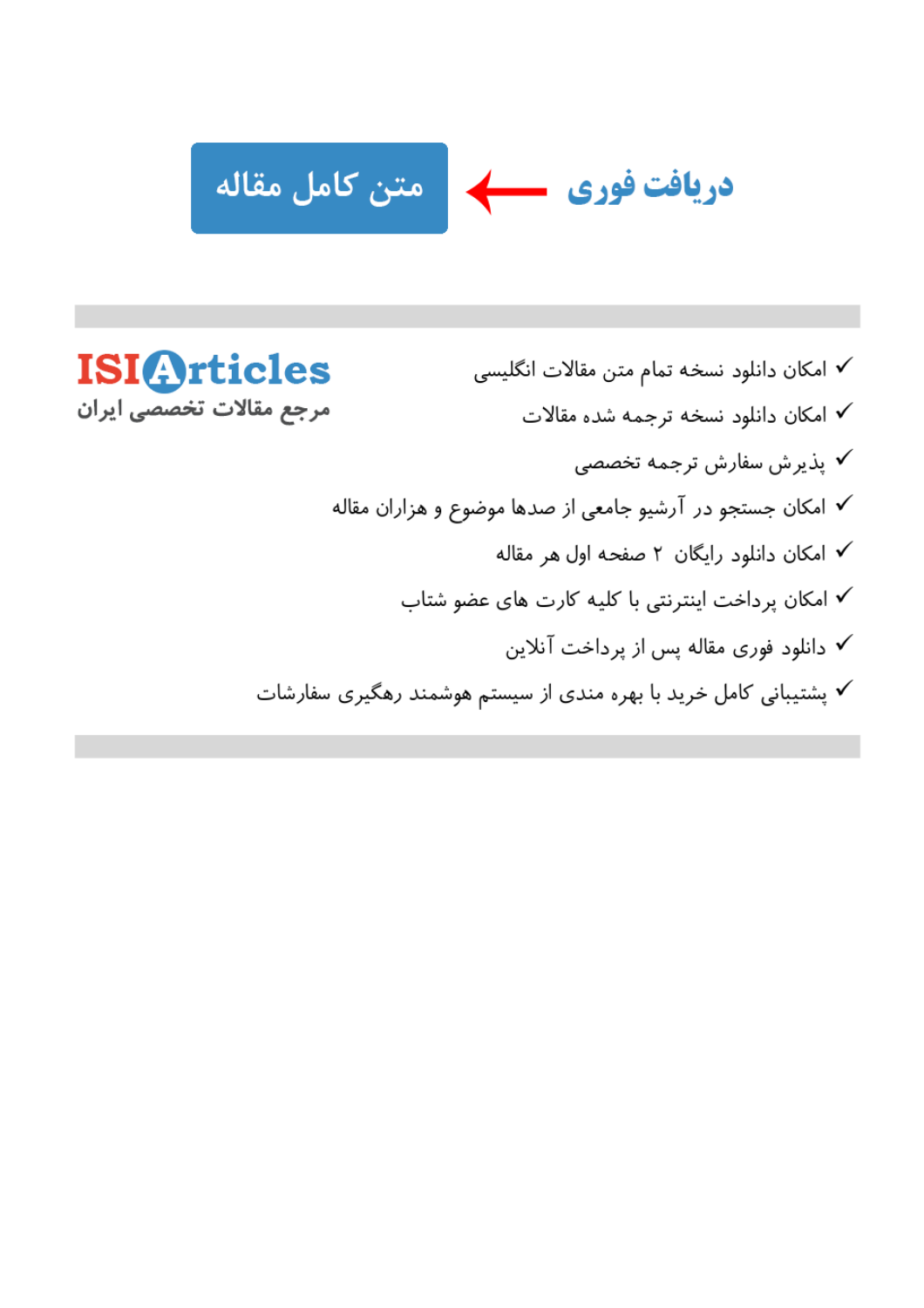دریافت فوری ← **متن کامل مقاله**

**ISIArticles**
مرجع مقالات تخصصی ایران

- ✓ امکان دانلود نسخه تمام متن مقالات انگلیسی
- ✓ امکان دانلود نسخه ترجمه شده مقالات
- ✓ پذیرش سفارش ترجمه تخصصی
- ✓ امکان جستجو در آرشیو جامعی از صدها موضوع و هزاران مقاله
- ✓ امکان دانلود رایگان ۲ صفحه اول هر مقاله
- ✓ امکان پرداخت اینترنتی با کلیه کارت های عضو شتاب
- ✓ دانلود فوری مقاله پس از پرداخت آنلاین
- ✓ پشتیبانی کامل خرید با بهره مندی از سیستم هوشمند رهگیری سفارشات